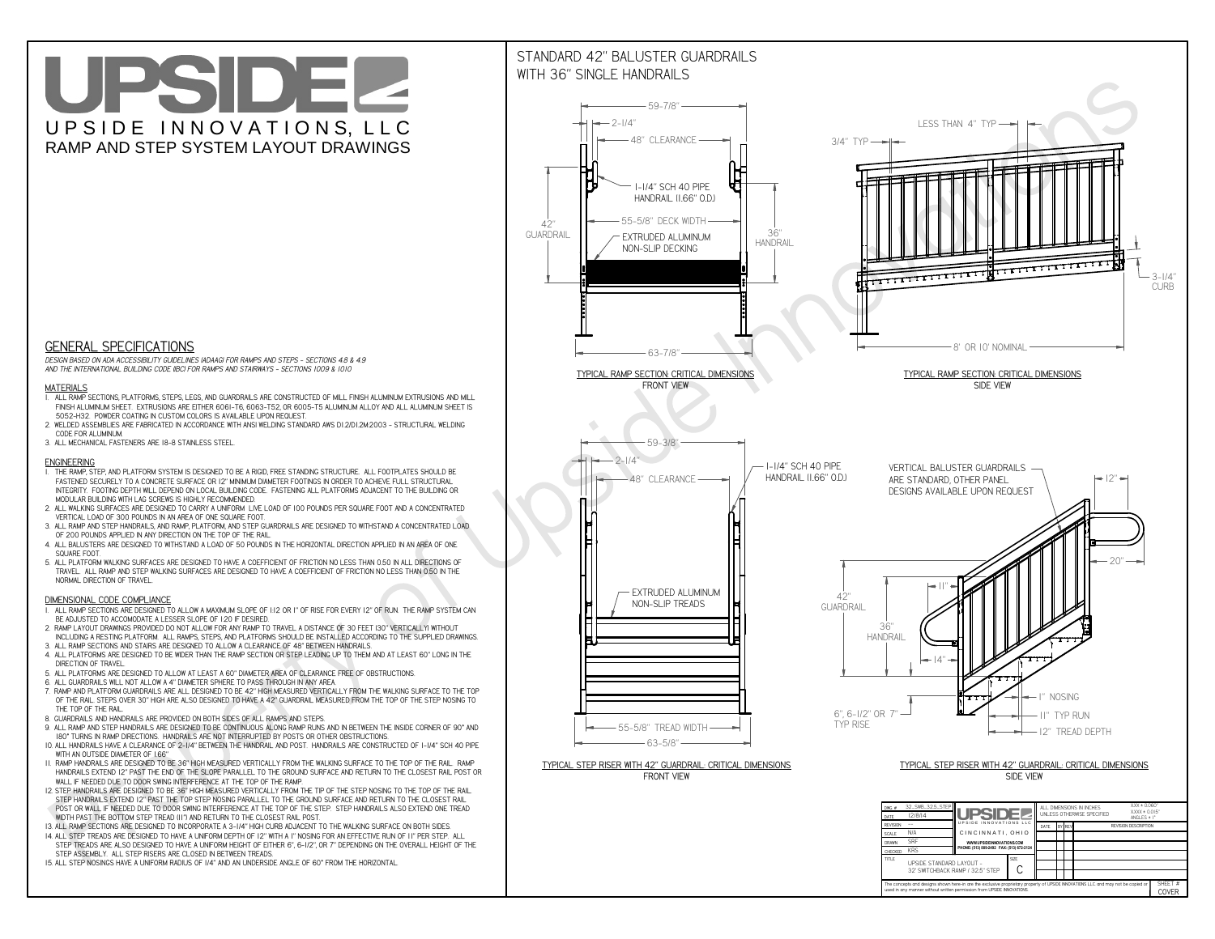# UPSIDE INNOVATIONS, LLC

## RAMP AND STEP SYSTEM LAYOUT DRAWINGS

## GENERAL SPECIFICATIONS

*DESIGN BASED ON ADA ACCESSIBILITY GUIDELINES (ADAAG) FOR RAMPS AND STEPS - SECTIONS 4.8 & 4.9 AND THE INTERNATIONAL BUILDING CODE (IBC) FOR RAMPS AND STAIRWAYS - SECTIONS 1009 & 1010*

### MATERIALS

1. ALL RAMP SECTIONS, PLATFORMS, STEPS, LEGS, AND GUARDRAILS ARE CONSTRUCTED OF MILL FINISH ALUMINUM EXTRUSIONS AND MILL FINISH ALUMINUM SHEET. EXTRUSIONS ARE EITHER 6061-T6, 6063-T52, OR 6005-T5 ALUMINUM ALLOY AND ALL ALUMINUM SHEET IS 5052-H32. POWDER COATING IN CUSTOM COLORS IS AVAILABLE UPON REQUEST.
2. WELDED ASSEMBLIES ARE FABRICATED IN ACCORDANCE WITH ANSI WELDING STANDARD AWS D1.2/D1.2M:2003 - STRUCTURAL WELDING CODE FOR ALUMINUM.
3. ALL MECHANICAL FASTENERS ARE 18-8 STAINLESS STEEL.

### ENGINEERING

1. THE RAMP, STEP, AND PLATFORM SYSTEM IS DESIGNED TO BE A RIGID, FREE STANDING STRUCTURE. ALL FOOTPLATES SHOULD BE FASTENED SECURELY TO A CONCRETE SURFACE OR 12" MINIMUM DIAMETER CONCRETE FOOTINGS IN ORDER TO ACHIEVE FULL STRUCTURAL INTEGRITY. FOOTING DEPTH WILL DEPEND ON LOCAL BUILDING CODE. FASTENING ALL PLATFORMS ADJACENT TO THE BUILDING OR MODULAR BUILDING WITH LAG SCREWS IS HIGHLY RECOMMENDED.
2. ALL WALKING SURFACES ARE DESIGNED TO CARRY A UNIFORM LIVE LOAD OF 100 POUNDS PER SQUARE FOOT AND A CONCENTRATED VERTICAL LOAD OF 300 POUNDS IN AN AREA OF ONE SQUARE FOOT.
3. ALL RAMP AND STEP HANDRAILS, AND RAMP, PLATFORM, AND STEP GUARDRAILS ARE DESIGNED TO WITHSTAND A CONCENTRATED LOAD OF 200 POUNDS APPLIED IN ANY DIRECTION ON THE TOP OF THE RAIL.
4. ALL BALUSTERS ARE DESIGNED TO WITHSTAND A LOAD OF 50 POUNDS IN THE HORIZONTAL DIRECTION APPLIED IN AN AREA OF ONE SQUARE FOOT.
5. ALL PLATFORM WALKING SURFACES ARE DESIGNED TO HAVE A COEFFICIENT OF FRICTION NO LESS THAN 0.50 IN ALL DIRECTIONS OF TRAVEL. ALL RAMP AND STEP WALKING SURFACES ARE DESIGNED TO HAVE A COEFFICIENT OF FRICTION NO LESS THAN 0.50 IN THE NORMAL DIRECTION OF TRAVEL.

### DIMENSIONAL CODE COMPLIANCE

1. ALL RAMP SECTIONS ARE DESIGNED TO ALLOW A MAXIMUM SLOPE OF 1:12 OR 1" OF RISE FOR EVERY 12" OF RUN. THE RAMP SYSTEM CAN BE ADJUSTED TO ACCOMODATE A LESSER SLOPE OF 1:20 IF DESIRED.
2. RAMP LAYOUT DRAWINGS PROVIDED DO NOT ALLOW FOR ANY RAMP TO TRAVEL A DISTANCE OF 30 FEET (30" VERTICALLY) WITHOUT INCLUDING A RESTING PLATFORM. ALL RAMPS, STEPS, AND PLATFORMS SHOULD BE INSTALLED ACCORDING TO THE SUPPLIED DRAWINGS.
3. ALL RAMP SECTIONS AND STAIRS ARE DESIGNED TO ALLOW A CLEARANCE OF 48" BETWEEN HANDRAILS.
4. ALL PLATFORMS ARE DESIGNED TO BE WIDER THAN THE RAMP SECTION OR STEP LEADING UP TO THEM AND AT LEAST 60" LONG IN THE DIRECTION OF TRAVEL.
5. ALL PLATFORMS ARE DESIGNED TO ALLOW AT LEAST A 60" DIAMETER AREA OF CLEARANCE FREE OF OBSTRUCTIONS.
6. ALL GUARDRAILS WILL NOT ALLOW A 4" DIAMETER SPHERE TO PASS THROUGH IN ANY AREA.
7. RAMP AND PLATFORM GUARDRAILS ARE ALL DESIGNED TO BE 42" HIGH MEASURED VERTICALLY FROM THE WALKING SURFACE TO THE TOP OF THE RAIL. STEPS OVER 30" HIGH ARE ALSO DESIGNED TO HAVE A 42" GUARDRAIL MEASURED FROM THE TOP OF THE STEP NOSING TO THE TOP OF THE RAIL.
8. GUARDRAILS AND HANDRAILS ARE PROVIDED ON BOTH SIDES OF ALL RAMPS AND STEPS.
9. ALL RAMP AND STEP HANDRAILS ARE DESIGNED TO BE CONTINUOUS ALONG RAMP RUNS AND IN BETWEEN THE INSIDE CORNER OF 90° AND 180° TURNS IN RAMP DIRECTIONS. HANDRAILS ARE NOT INTERRUPTED BY POSTS OR OTHER OBSTRUCTIONS.
10. ALL HANDRAILS HAVE A CLEARANCE OF 2-1/4" BETWEEN THE HANDRAIL AND POST. HANDRAILS ARE CONSTRUCTED OF 1-1/4" SCH 40 PIPE WITH AN OUTSIDE DIAMETER OF 1.66"
11. RAMP HANDRAILS ARE DESIGNED TO BE 36" HIGH MEASURED VERTICALLY FROM THE WALKING SURFACE TO THE TOP OF THE RAIL. RAMP HANDRAILS EXTEND 12" PAST THE END OF THE SLOPE PARALLEL TO THE GROUND SURFACE AND RETURN TO THE CLOSEST RAIL POST OR WALL IF NEEDED DUE TO DOOR SWING INTERFERENCE AT THE TOP OF THE RAMP.
12. STEP HANDRAILS ARE DESIGNED TO BE 36" HIGH MEASURED VERTICALLY FROM THE TIP OF THE STEP NOSING TO THE TOP OF THE RAIL. STEP HANDRAILS EXTEND 12" PAST THE TOP STEP NOSING PARALLEL TO THE GROUND SURFACE AND RETURN TO THE CLOSEST RAIL POST OR WALL IF NEEDED DUE TO DOOR SWING INTERFERENCE AT THE TOP OF THE STEP. STEP HANDRAILS ALSO EXTEND ONE TREAD WIDTH PAST THE BOTTOM STEP TREAD (11") AND RETURN TO THE CLOSEST RAIL POST.
13. ALL RAMP SECTIONS ARE DESIGNED TO INCORPORATE A 3-1/4" HIGH CURB ADJACENT TO THE WALKING SURFACE ON BOTH SIDES.
14. ALL STEP TREADS ARE DESIGNED TO HAVE A UNIFORM DEPTH OF 12" WITH A 1" NOSING FOR AN EFFECTIVE RUN OF 11" PER STEP. ALL STEP TREADS ARE ALSO DESIGNED TO HAVE A UNIFORM HEIGHT OF EITHER 6", 6-1/2", OR 7" DEPENDING ON THE OVERALL HEIGHT OF THE STEP ASSEMBLY. ALL STEP RISERS ARE CLOSED IN BETWEEN TREADS.
15. ALL STEP NOSINGS HAVE A UNIFORM RADIUS OF 1/4" AND AN UNDERSIDE ANGLE OF 60° FROM THE HORIZONTAL.

## STANDARD 42" BALUSTER GUARDRAILS WITH 36" SINGLE HANDRAILS

59-7/8" | 2-1/4" | 48" CLEARANCE | 1-1/4" SCH 40 PIPE HANDRAIL (1.66" O.D.) | 42" GUARDRAIL | 55-5/8" DECK WIDTH | 36" HANDRAIL | EXTRUDED ALUMINUM NON-SLIP DECKING | 63-7/8"

TYPICAL RAMP SECTION: CRITICAL DIMENSIONS
FRONT VIEW

LESS THAN 4" TYP | 3/4" TYP | 3-1/4" CURB | 8' OR 10' NOMINAL

TYPICAL RAMP SECTION: CRITICAL DIMENSIONS
SIDE VIEW

59-3/8" | 2-1/4" | 48" CLEARANCE | 1-1/4" SCH 40 PIPE HANDRAIL (1.66" O.D.) | EXTRUDED ALUMINUM NON-SLIP TREADS | 55-5/8" TREAD WIDTH | 63-5/8"

TYPICAL STEP RISER WITH 42" GUARDRAIL: CRITICAL DIMENSIONS
FRONT VIEW

VERTICAL BALUSTER GUARDRAILS ARE STANDARD, OTHER PANEL DESIGNS AVAILABLE UPON REQUEST | 12" | 20" | 11" | 42" GUARDRAIL | 36" HANDRAIL | 14" | 1" NOSING | 11" TYP RUN | 6", 6-1/2" OR 7" TYP RISE | 12" TREAD DEPTH

TYPICAL STEP RISER WITH 42" GUARDRAIL: CRITICAL DIMENSIONS
SIDE VIEW

| | | | |
|---|---|---|---|
| DWG # | 32_SWB_325_STEP | ALL DIMENSIONS IN INCHES UNLESS OTHERWISE SPECIFIED | XXX ± 0.060" XXXX ± 0.015" ANGLES ± 1° |
| DATE | 12/8/14 | UPSIDE INNOVATIONS LLC | |
| REVISION | — | CINCINNATI, OHIO | |
| SCALE | N/A | WWW.UPSIDEINNOVATIONS.COM PHONE: (513) 889-2492 FAX: (513) 672-2124 | |
| DRAWN | SRF | | |
| CHECKED | KRS | | |
| TITLE | UPSIDE STANDARD LAYOUT - 32' SWITCHBACK RAMP / 32.5' STEP | SIZE C | SHEET # COVER |

| DATE | BY | REV | REVISION DESCRIPTION |
|---|---|---|---|

The concepts and designs shown here-in are the exclusive proprietary property of UPSIDE INNOVATIONS LLC and may not be copied or used in any manner without written permission from UPSIDE INNOVATIONS.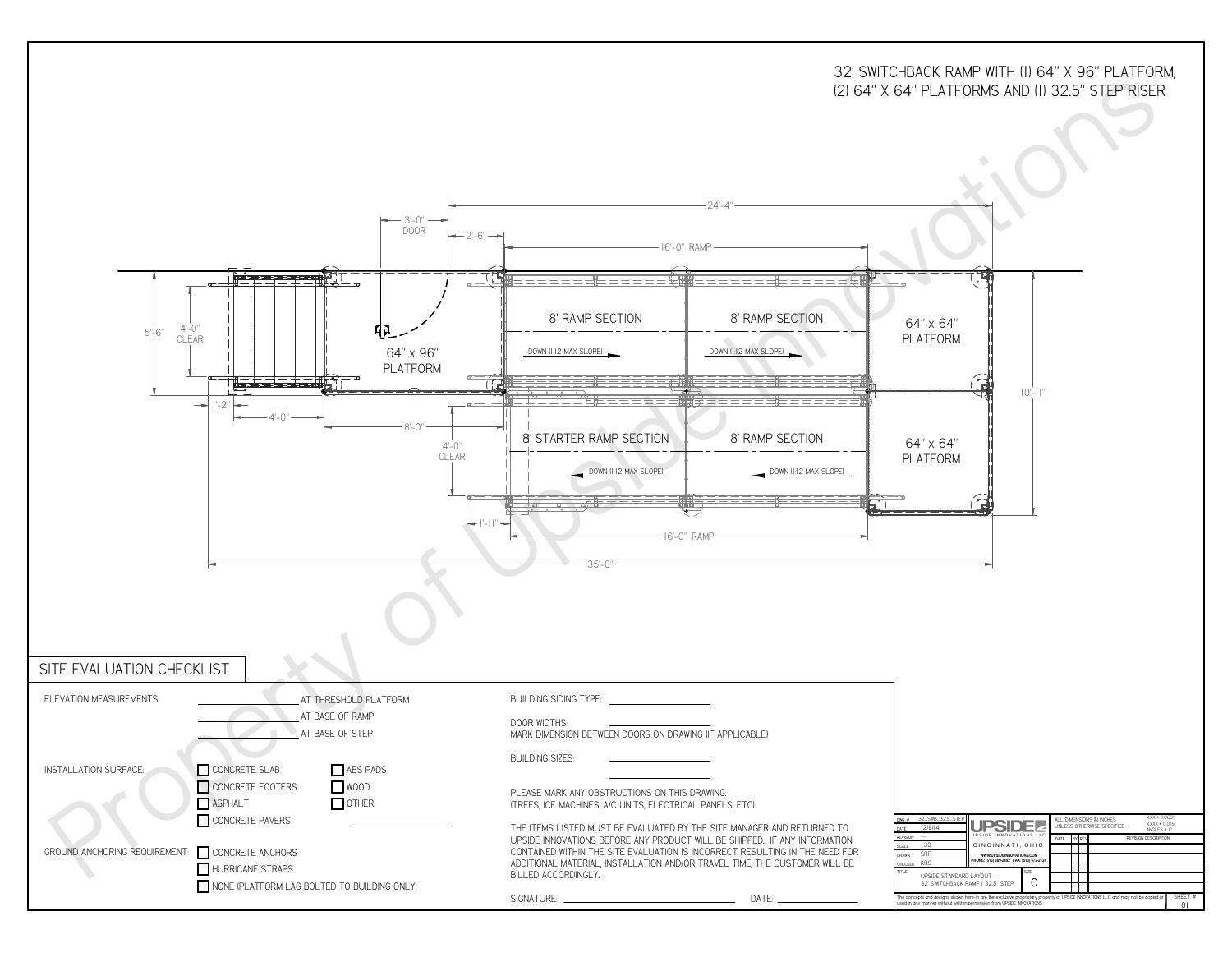# 32' SWITCHBACK RAMP WITH (1) 64" X 96" PLATFORM, (2) 64" X 64" PLATFORMS AND (1) 32.5" STEP RISER

24'-4"
3'-0"
DOOR
2'-6"
16'-0" RAMP
5'-6"
4'-0"
CLEAR
64" x 96"
PLATFORM
8' RAMP SECTION
DOWN (1:12 MAX SLOPE)
8' RAMP SECTION
DOWN (1:12 MAX SLOPE)
64" x 64"
PLATFORM
10'-11"
1'-2"
4'-0"
8'-0"
4'-0"
CLEAR
8' STARTER RAMP SECTION
DOWN (1:12 MAX SLOPE)
8' RAMP SECTION
DOWN (1:12 MAX SLOPE)
64" x 64"
PLATFORM
1'-11"
16'-0" RAMP
35'-0"

## SITE EVALUATION CHECKLIST

ELEVATION MEASUREMENTS:
______ AT THRESHOLD PLATFORM
______ AT BASE OF RAMP
______ AT BASE OF STEP

INSTALLATION SURFACE:
- [ ] CONCRETE SLAB
- [ ] CONCRETE FOOTERS
- [ ] ASPHALT
- [ ] CONCRETE PAVERS
- [ ] ABS PADS
- [ ] WOOD
- [ ] OTHER ______

GROUND ANCHORING REQUIREMENT:
- [ ] CONCRETE ANCHORS
- [ ] HURRICANE STRAPS
- [ ] NONE (PLATFORM LAG BOLTED TO BUILDING ONLY)

BUILDING SIDING TYPE: ______

DOOR WIDTHS: ______
MARK DIMENSION BETWEEN DOORS ON DRAWING (IF APPLICABLE)

BUILDING SIZES: ______

PLEASE MARK ANY OBSTRUCTIONS ON THIS DRAWING.
(TREES, ICE MACHINES, A/C UNITS, ELECTRICAL PANELS, ETC)

THE ITEMS LISTED MUST BE EVALUATED BY THE SITE MANAGER AND RETURNED TO UPSIDE INNOVATIONS BEFORE ANY PRODUCT WILL BE SHIPPED. IF ANY INFORMATION CONTAINED WITHIN THE SITE EVALUATION IS INCORRECT RESULTING IN THE NEED FOR ADDITIONAL MATERIAL, INSTALLATION AND/OR TRAVEL TIME, THE CUSTOMER WILL BE BILLED ACCORDINGLY.

SIGNATURE: ______ DATE: ______

| | |
|---|---|
| DWG # | 32_SWB_32.5_STEP |
| DATE | 12/8/14 |
| REVISION | --- |
| SCALE | 1:30 |
| DRAWN | SRF |
| CHECKED | KRS |

UPSIDE INNOVATIONS LLC
CINCINNATI, OHIO
WWW.UPSIDEINNOVATIONS.COM
PHONE: (513) 889-2492 FAX: (513) 672-2124

TITLE: UPSIDE STANDARD LAYOUT - 32' SWITCHBACK RAMP / 32.5" STEP
SIZE: C

ALL DIMENSIONS IN INCHES UNLESS OTHERWISE SPECIFIED
XXX ± 0.060"
XXXX ± 0.015"
ANGLES ± 1°

| DATE | BY | REV | REVISION DESCRIPTION |
|---|---|---|---|

The concepts and designs shown here-in are the exclusive proprietary property of UPSIDE INNOVATIONS LLC and may not be copied or used in any manner without written permission from UPSIDE INNOVATIONS.

SHEET # 01

Property of Upside Innovations